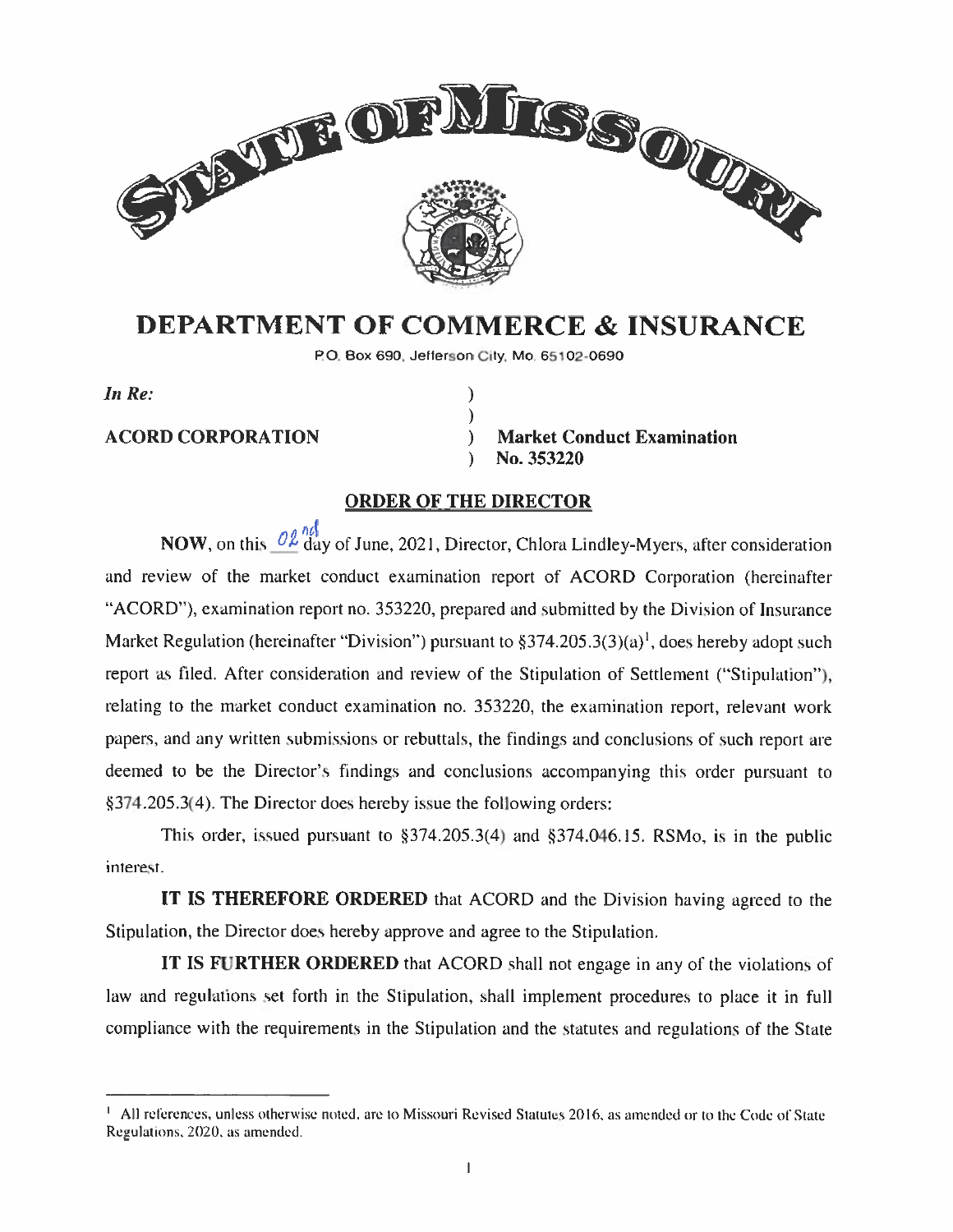# STATE OF MISSOURI

## DEPARTMENT OF COMMERCE & INSURANCE

P.O. Box 690, Jefferson City, Mo. 65102-0690

*In Re:* )
)
**ACORD CORPORATION** ) **Market Conduct Examination**
) **No. 353220**

**ORDER OF THE DIRECTOR**

**NOW**, on this 02nd day of June, 2021, Director, Chlora Lindley-Myers, after consideration and review of the market conduct examination report of ACORD Corporation (hereinafter "ACORD"), examination report no. 353220, prepared and submitted by the Division of Insurance Market Regulation (hereinafter "Division") pursuant to §374.205.3(3)(a)[1], does hereby adopt such report as filed. After consideration and review of the Stipulation of Settlement ("Stipulation"), relating to the market conduct examination no. 353220, the examination report, relevant work papers, and any written submissions or rebuttals, the findings and conclusions of such report are deemed to be the Director's findings and conclusions accompanying this order pursuant to §374.205.3(4). The Director does hereby issue the following orders:

This order, issued pursuant to §374.205.3(4) and §374.046.15. RSMo, is in the public interest.

**IT IS THEREFORE ORDERED** that ACORD and the Division having agreed to the Stipulation, the Director does hereby approve and agree to the Stipulation.

**IT IS FURTHER ORDERED** that ACORD shall not engage in any of the violations of law and regulations set forth in the Stipulation, shall implement procedures to place it in full compliance with the requirements in the Stipulation and the statutes and regulations of the State

---

[1] All references, unless otherwise noted, are to Missouri Revised Statutes 2016, as amended or to the Code of State Regulations, 2020, as amended.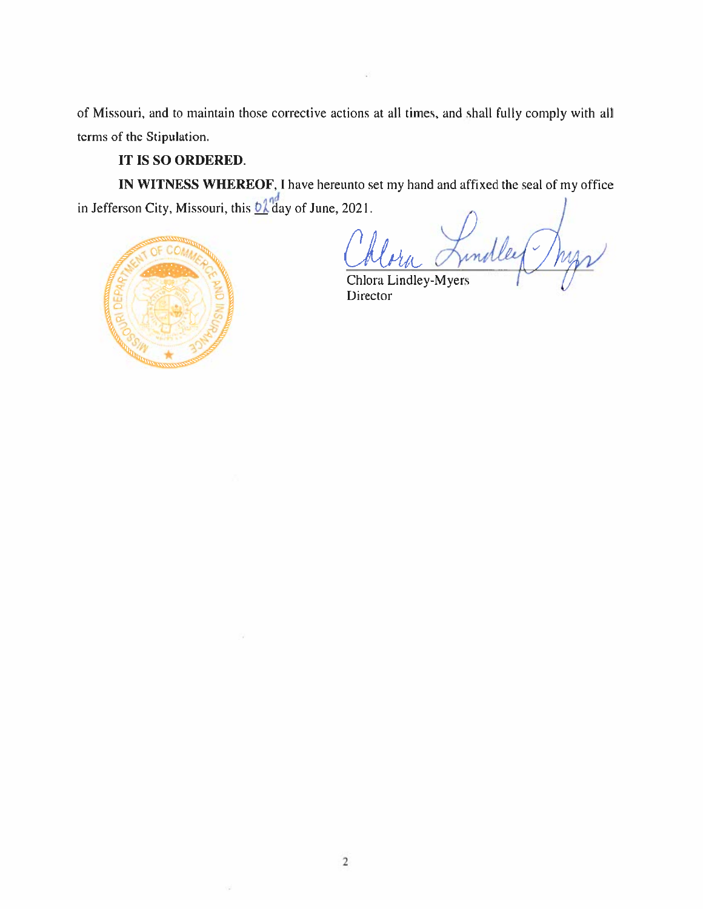of Missouri, and to maintain those corrective actions at all times, and shall fully comply with all terms of the Stipulation.

**IT IS SO ORDERED.**

**IN WITNESS WHEREOF**, I have hereunto set my hand and affixed the seal of my office in Jefferson City, Missouri, this 02nd day of June, 2021.

Chlora Lindley-Myers
Director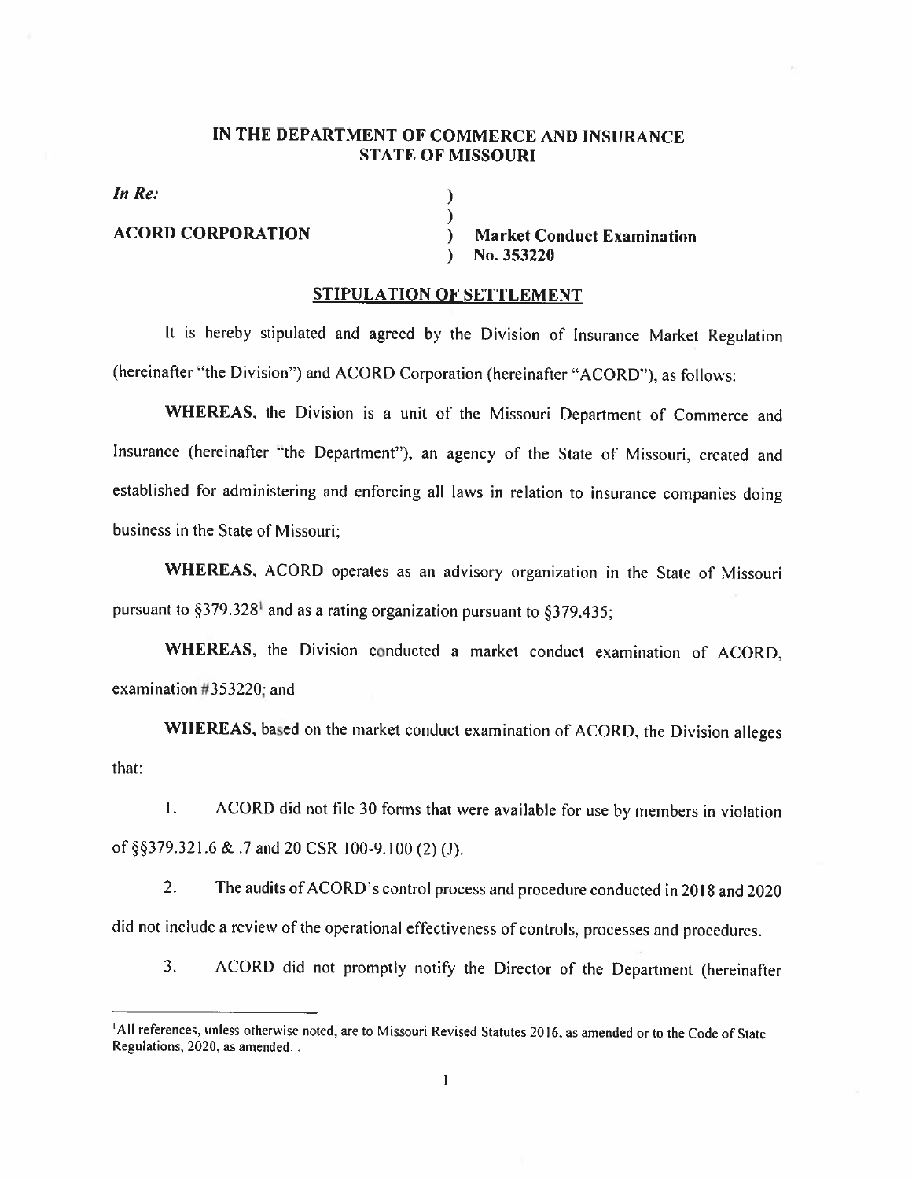## IN THE DEPARTMENT OF COMMERCE AND INSURANCE
## STATE OF MISSOURI

*In Re:*

**ACORD CORPORATION** ) **Market Conduct Examination No. 353220**

### STIPULATION OF SETTLEMENT

It is hereby stipulated and agreed by the Division of Insurance Market Regulation (hereinafter "the Division") and ACORD Corporation (hereinafter "ACORD"), as follows:

**WHEREAS**, the Division is a unit of the Missouri Department of Commerce and Insurance (hereinafter "the Department"), an agency of the State of Missouri, created and established for administering and enforcing all laws in relation to insurance companies doing business in the State of Missouri;

**WHEREAS**, ACORD operates as an advisory organization in the State of Missouri pursuant to §379.328[1] and as a rating organization pursuant to §379.435;

**WHEREAS**, the Division conducted a market conduct examination of ACORD, examination #353220; and

**WHEREAS**, based on the market conduct examination of ACORD, the Division alleges that:

1. ACORD did not file 30 forms that were available for use by members in violation of §§379.321.6 & .7 and 20 CSR 100-9.100 (2) (J).

2. The audits of ACORD's control process and procedure conducted in 2018 and 2020 did not include a review of the operational effectiveness of controls, processes and procedures.

3. ACORD did not promptly notify the Director of the Department (hereinafter

---

[1] All references, unless otherwise noted, are to Missouri Revised Statutes 2016, as amended or to the Code of State Regulations, 2020, as amended. .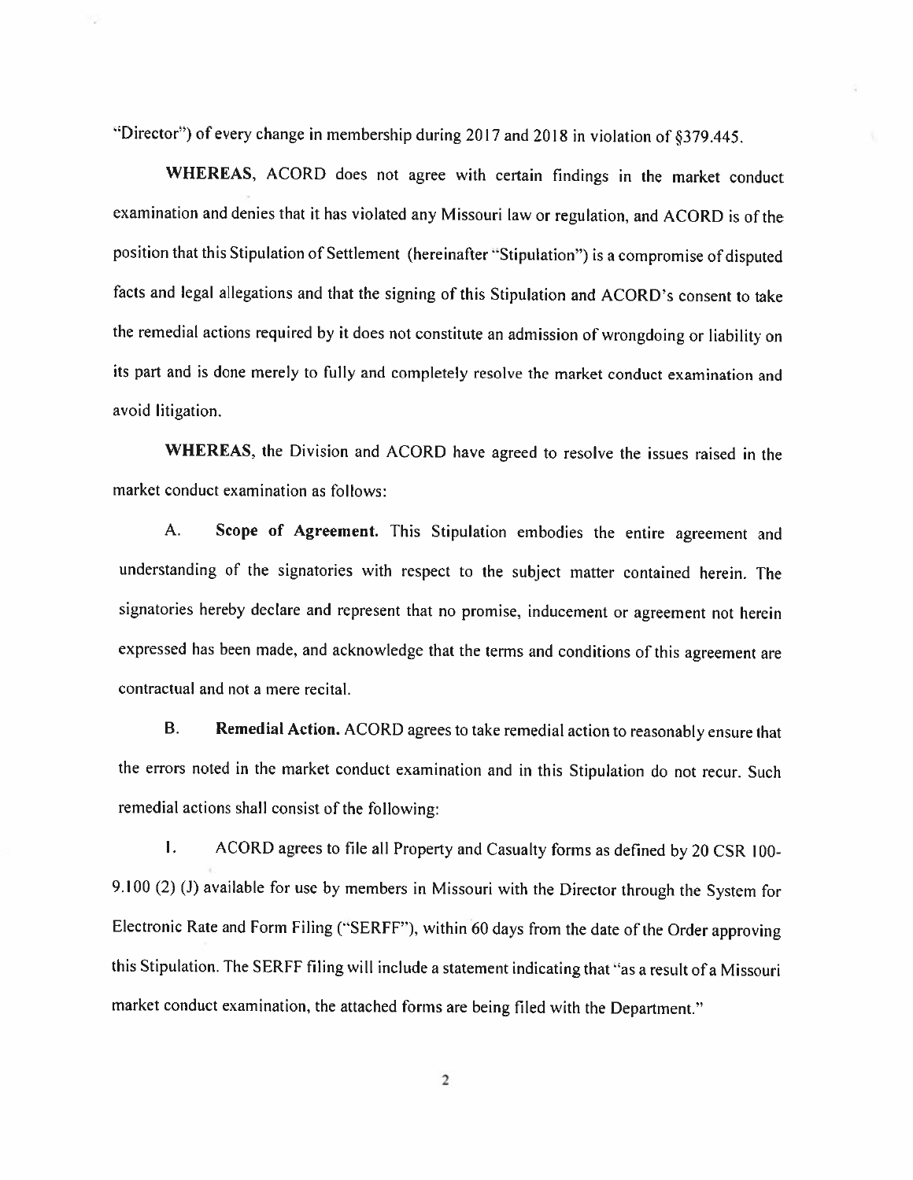"Director") of every change in membership during 2017 and 2018 in violation of §379.445.

**WHEREAS**, ACORD does not agree with certain findings in the market conduct examination and denies that it has violated any Missouri law or regulation, and ACORD is of the position that this Stipulation of Settlement (hereinafter "Stipulation") is a compromise of disputed facts and legal allegations and that the signing of this Stipulation and ACORD's consent to take the remedial actions required by it does not constitute an admission of wrongdoing or liability on its part and is done merely to fully and completely resolve the market conduct examination and avoid litigation.

**WHEREAS**, the Division and ACORD have agreed to resolve the issues raised in the market conduct examination as follows:

A. **Scope of Agreement.** This Stipulation embodies the entire agreement and understanding of the signatories with respect to the subject matter contained herein. The signatories hereby declare and represent that no promise, inducement or agreement not herein expressed has been made, and acknowledge that the terms and conditions of this agreement are contractual and not a mere recital.

B. **Remedial Action.** ACORD agrees to take remedial action to reasonably ensure that the errors noted in the market conduct examination and in this Stipulation do not recur. Such remedial actions shall consist of the following:

1. ACORD agrees to file all Property and Casualty forms as defined by 20 CSR 100-9.100 (2) (J) available for use by members in Missouri with the Director through the System for Electronic Rate and Form Filing ("SERFF"), within 60 days from the date of the Order approving this Stipulation. The SERFF filing will include a statement indicating that "as a result of a Missouri market conduct examination, the attached forms are being filed with the Department."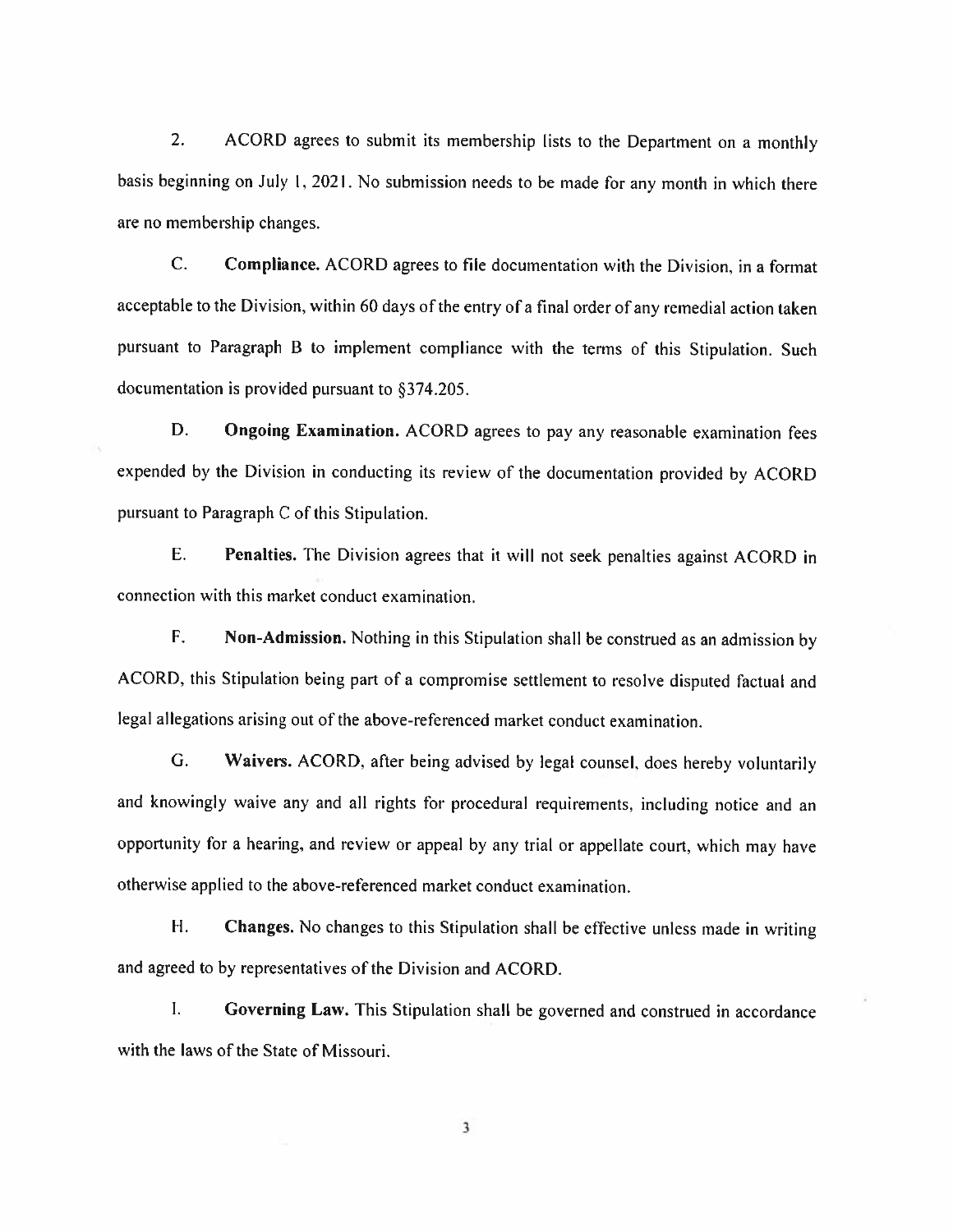2. ACORD agrees to submit its membership lists to the Department on a monthly basis beginning on July 1, 2021. No submission needs to be made for any month in which there are no membership changes.

C. **Compliance.** ACORD agrees to file documentation with the Division, in a format acceptable to the Division, within 60 days of the entry of a final order of any remedial action taken pursuant to Paragraph B to implement compliance with the terms of this Stipulation. Such documentation is provided pursuant to §374.205.

D. **Ongoing Examination.** ACORD agrees to pay any reasonable examination fees expended by the Division in conducting its review of the documentation provided by ACORD pursuant to Paragraph C of this Stipulation.

E. **Penalties.** The Division agrees that it will not seek penalties against ACORD in connection with this market conduct examination.

F. **Non-Admission.** Nothing in this Stipulation shall be construed as an admission by ACORD, this Stipulation being part of a compromise settlement to resolve disputed factual and legal allegations arising out of the above-referenced market conduct examination.

G. **Waivers.** ACORD, after being advised by legal counsel, does hereby voluntarily and knowingly waive any and all rights for procedural requirements, including notice and an opportunity for a hearing, and review or appeal by any trial or appellate court, which may have otherwise applied to the above-referenced market conduct examination.

H. **Changes.** No changes to this Stipulation shall be effective unless made in writing and agreed to by representatives of the Division and ACORD.

I. **Governing Law.** This Stipulation shall be governed and construed in accordance with the laws of the State of Missouri.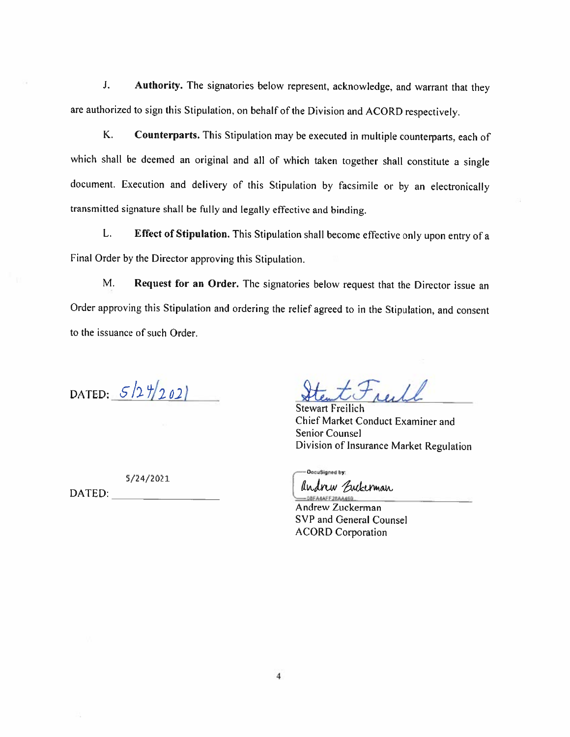J. **Authority.** The signatories below represent, acknowledge, and warrant that they are authorized to sign this Stipulation, on behalf of the Division and ACORD respectively.

K. **Counterparts.** This Stipulation may be executed in multiple counterparts, each of which shall be deemed an original and all of which taken together shall constitute a single document. Execution and delivery of this Stipulation by facsimile or by an electronically transmitted signature shall be fully and legally effective and binding.

L. **Effect of Stipulation.** This Stipulation shall become effective only upon entry of a Final Order by the Director approving this Stipulation.

M. **Request for an Order.** The signatories below request that the Director issue an Order approving this Stipulation and ordering the relief agreed to in the Stipulation, and consent to the issuance of such Order.

DATED: 5/24/2021

Stewart Freilich
Chief Market Conduct Examiner and
Senior Counsel
Division of Insurance Market Regulation

DATED: 5/24/2021

DocuSigned by:
Andrew Zuckerman
0BFA4AFF28AA469...

Andrew Zuckerman
SVP and General Counsel
ACORD Corporation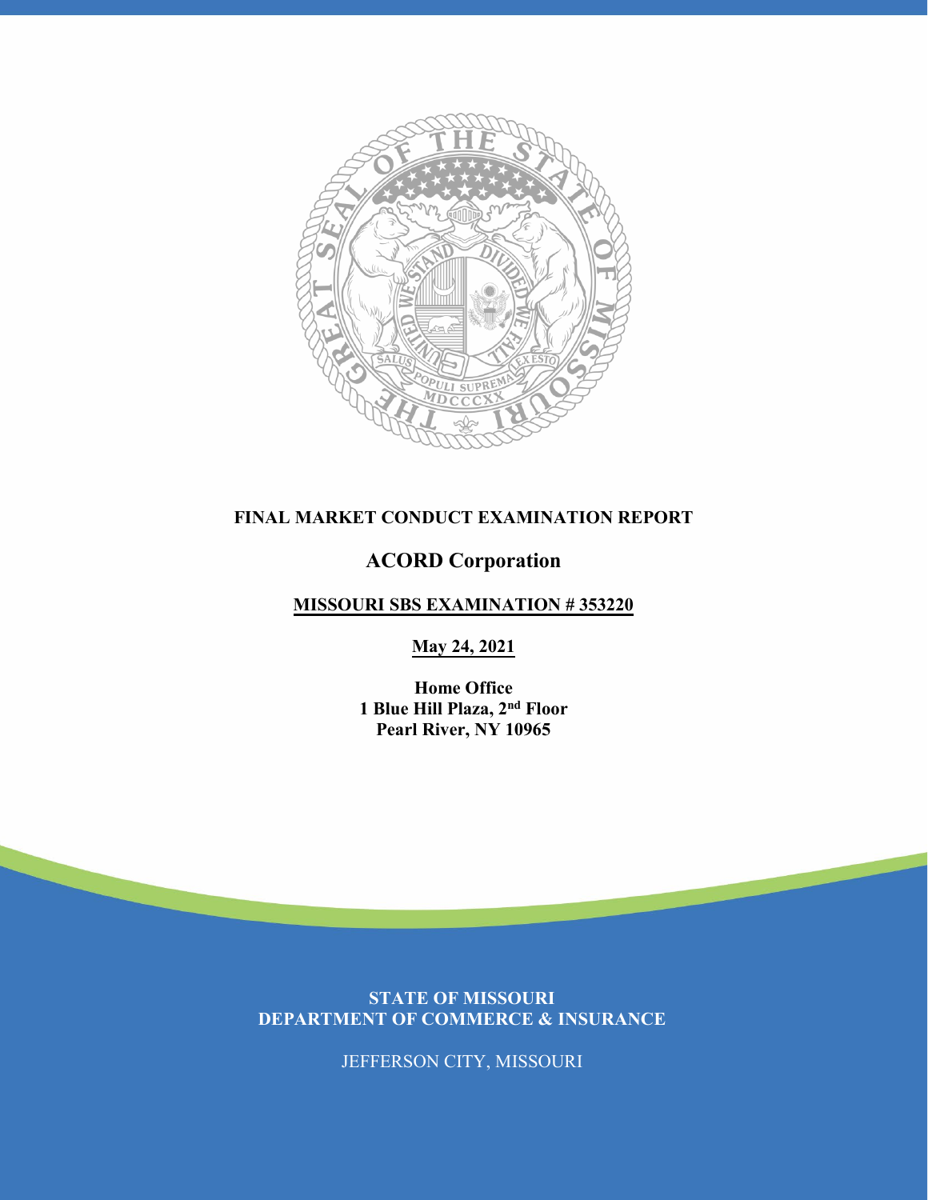**FINAL MARKET CONDUCT EXAMINATION REPORT**

## ACORD Corporation

**MISSOURI SBS EXAMINATION # 353220**

**May 24, 2021**

**Home Office**
**1 Blue Hill Plaza, 2nd Floor**
**Pearl River, NY 10965**

**STATE OF MISSOURI**
**DEPARTMENT OF COMMERCE & INSURANCE**

JEFFERSON CITY, MISSOURI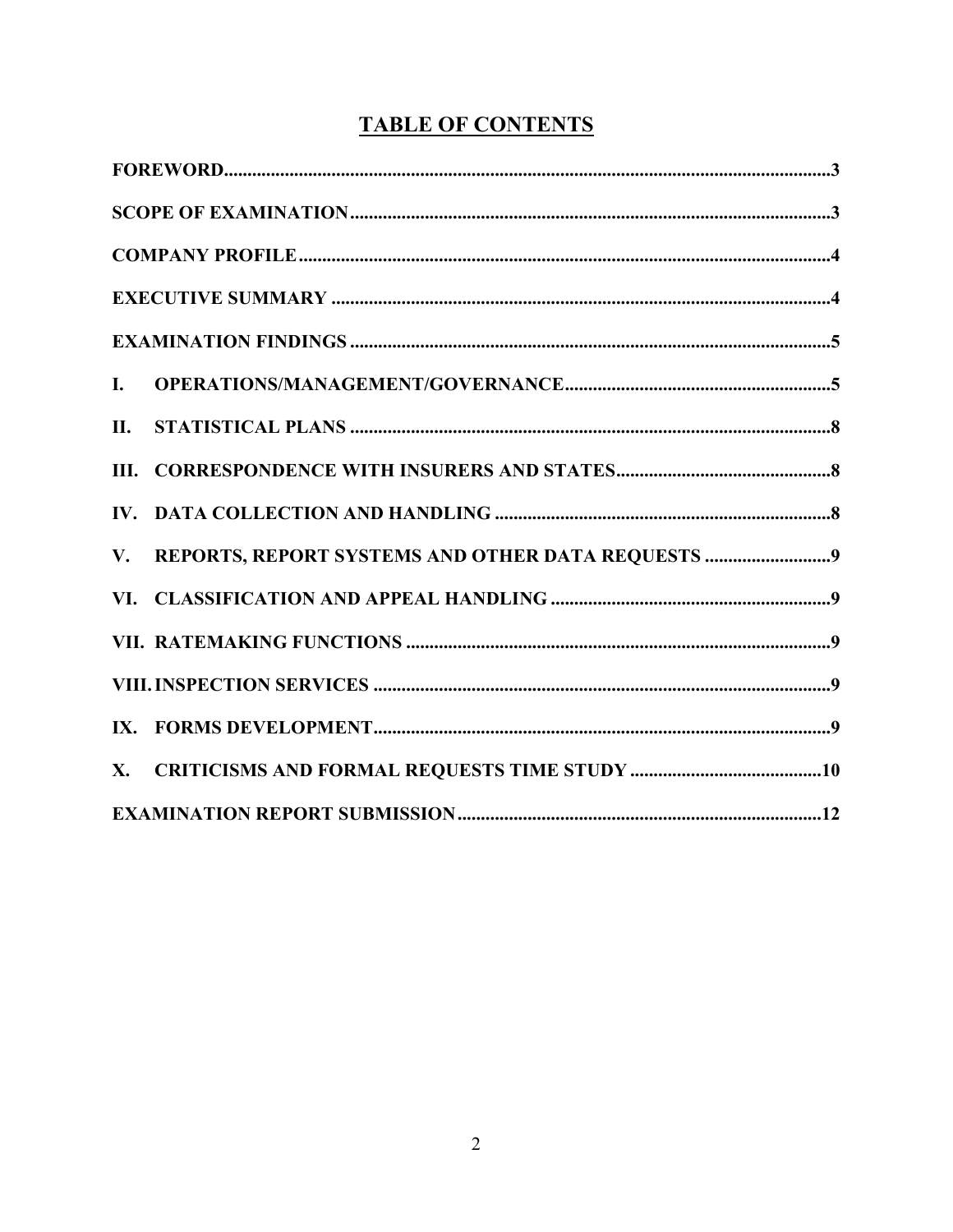# TABLE OF CONTENTS

| | |
|---|---|
| **FOREWORD** | **3** |
| **SCOPE OF EXAMINATION** | **3** |
| **COMPANY PROFILE** | **4** |
| **EXECUTIVE SUMMARY** | **4** |
| **EXAMINATION FINDINGS** | **5** |
| **I. OPERATIONS/MANAGEMENT/GOVERNANCE** | **5** |
| **II. STATISTICAL PLANS** | **8** |
| **III. CORRESPONDENCE WITH INSURERS AND STATES** | **8** |
| **IV. DATA COLLECTION AND HANDLING** | **8** |
| **V. REPORTS, REPORT SYSTEMS AND OTHER DATA REQUESTS** | **9** |
| **VI. CLASSIFICATION AND APPEAL HANDLING** | **9** |
| **VII. RATEMAKING FUNCTIONS** | **9** |
| **VIII. INSPECTION SERVICES** | **9** |
| **IX. FORMS DEVELOPMENT** | **9** |
| **X. CRITICISMS AND FORMAL REQUESTS TIME STUDY** | **10** |
| **EXAMINATION REPORT SUBMISSION** | **12** |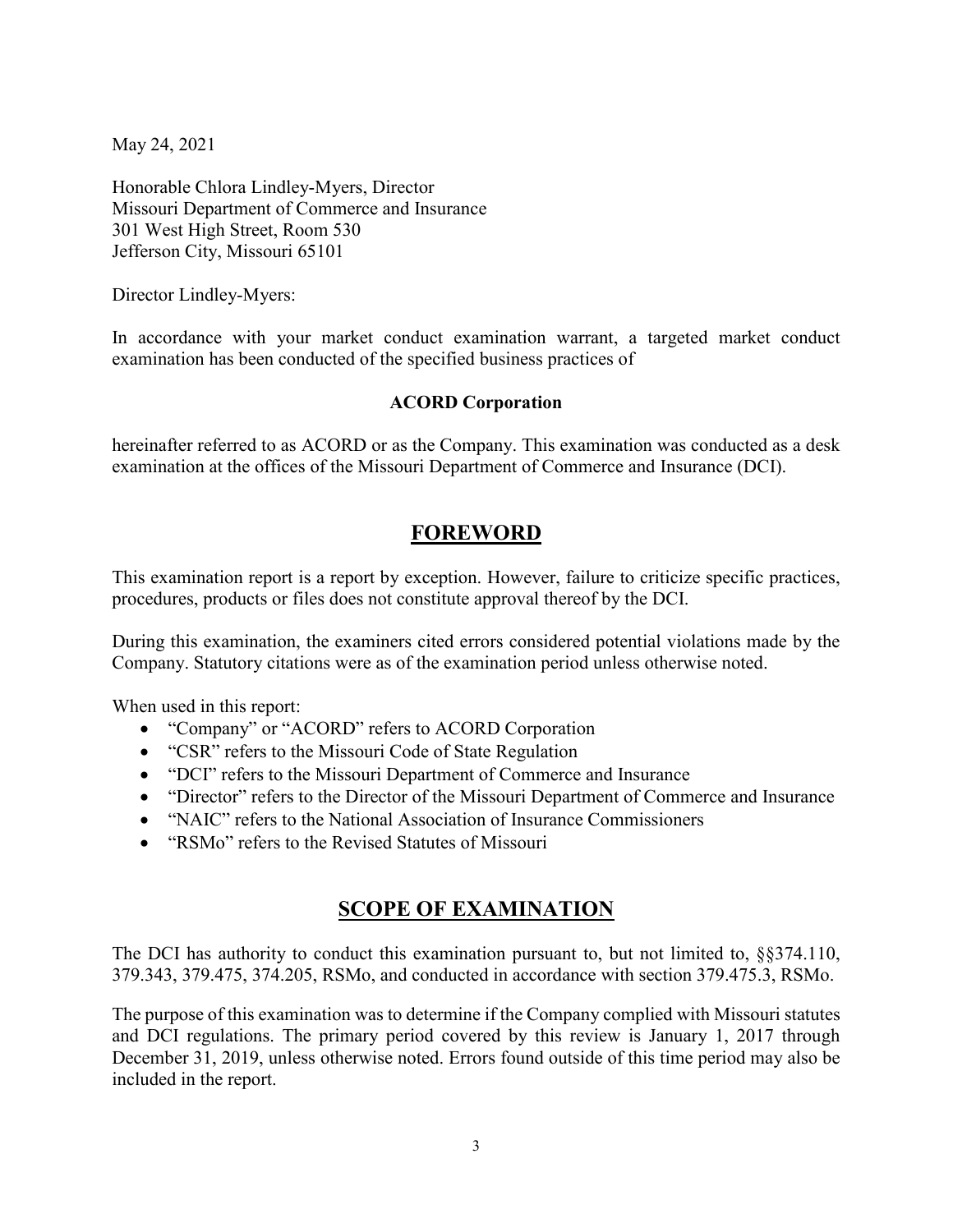May 24, 2021

Honorable Chlora Lindley-Myers, Director
Missouri Department of Commerce and Insurance
301 West High Street, Room 530
Jefferson City, Missouri 65101

Director Lindley-Myers:

In accordance with your market conduct examination warrant, a targeted market conduct examination has been conducted of the specified business practices of

**ACORD Corporation**

hereinafter referred to as ACORD or as the Company. This examination was conducted as a desk examination at the offices of the Missouri Department of Commerce and Insurance (DCI).

## FOREWORD

This examination report is a report by exception. However, failure to criticize specific practices, procedures, products or files does not constitute approval thereof by the DCI.

During this examination, the examiners cited errors considered potential violations made by the Company. Statutory citations were as of the examination period unless otherwise noted.

When used in this report:

- "Company" or "ACORD" refers to ACORD Corporation
- "CSR" refers to the Missouri Code of State Regulation
- "DCI" refers to the Missouri Department of Commerce and Insurance
- "Director" refers to the Director of the Missouri Department of Commerce and Insurance
- "NAIC" refers to the National Association of Insurance Commissioners
- "RSMo" refers to the Revised Statutes of Missouri

## SCOPE OF EXAMINATION

The DCI has authority to conduct this examination pursuant to, but not limited to, §§374.110, 379.343, 379.475, 374.205, RSMo, and conducted in accordance with section 379.475.3, RSMo.

The purpose of this examination was to determine if the Company complied with Missouri statutes and DCI regulations. The primary period covered by this review is January 1, 2017 through December 31, 2019, unless otherwise noted. Errors found outside of this time period may also be included in the report.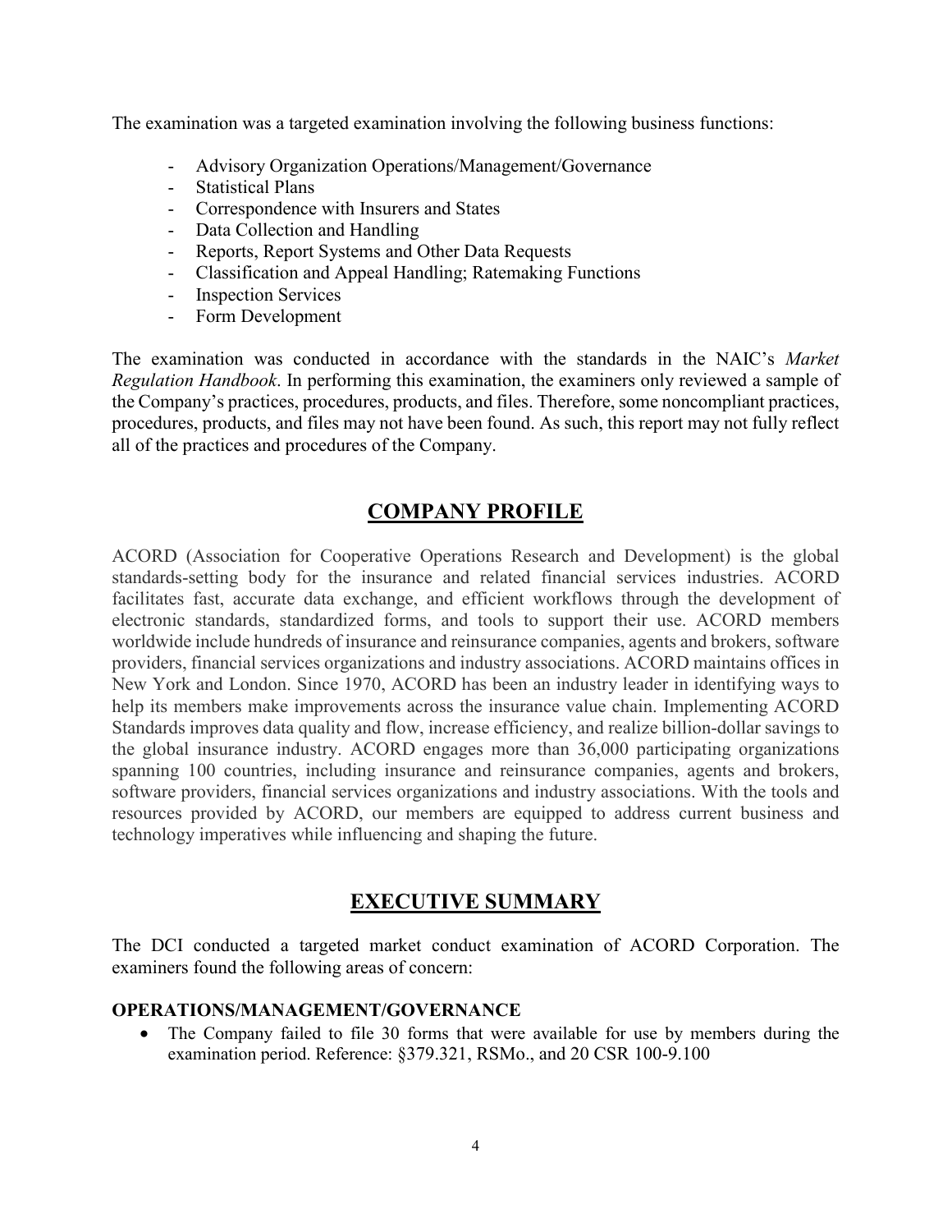The examination was a targeted examination involving the following business functions:

- Advisory Organization Operations/Management/Governance
- Statistical Plans
- Correspondence with Insurers and States
- Data Collection and Handling
- Reports, Report Systems and Other Data Requests
- Classification and Appeal Handling; Ratemaking Functions
- Inspection Services
- Form Development

The examination was conducted in accordance with the standards in the NAIC's *Market Regulation Handbook*. In performing this examination, the examiners only reviewed a sample of the Company's practices, procedures, products, and files. Therefore, some noncompliant practices, procedures, products, and files may not have been found. As such, this report may not fully reflect all of the practices and procedures of the Company.

## COMPANY PROFILE

ACORD (Association for Cooperative Operations Research and Development) is the global standards-setting body for the insurance and related financial services industries. ACORD facilitates fast, accurate data exchange, and efficient workflows through the development of electronic standards, standardized forms, and tools to support their use. ACORD members worldwide include hundreds of insurance and reinsurance companies, agents and brokers, software providers, financial services organizations and industry associations. ACORD maintains offices in New York and London. Since 1970, ACORD has been an industry leader in identifying ways to help its members make improvements across the insurance value chain. Implementing ACORD Standards improves data quality and flow, increase efficiency, and realize billion-dollar savings to the global insurance industry. ACORD engages more than 36,000 participating organizations spanning 100 countries, including insurance and reinsurance companies, agents and brokers, software providers, financial services organizations and industry associations. With the tools and resources provided by ACORD, our members are equipped to address current business and technology imperatives while influencing and shaping the future.

## EXECUTIVE SUMMARY

The DCI conducted a targeted market conduct examination of ACORD Corporation. The examiners found the following areas of concern:

**OPERATIONS/MANAGEMENT/GOVERNANCE**

- The Company failed to file 30 forms that were available for use by members during the examination period. Reference: §379.321, RSMo., and 20 CSR 100-9.100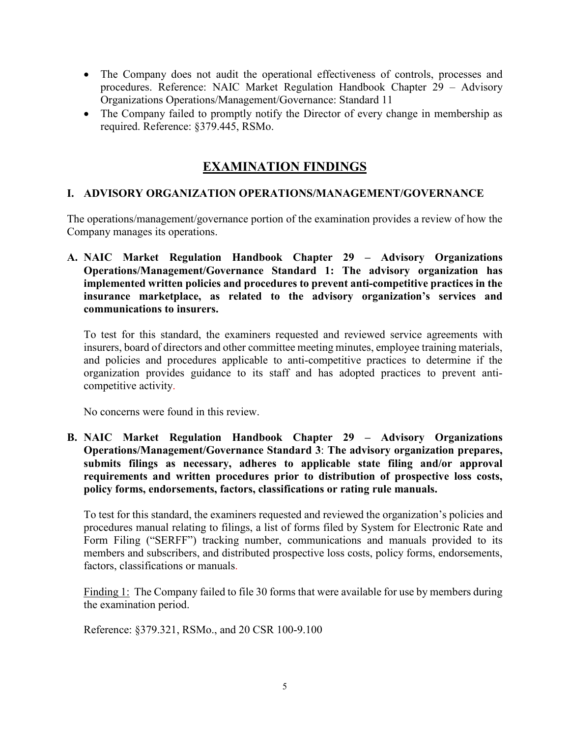- The Company does not audit the operational effectiveness of controls, processes and procedures. Reference: NAIC Market Regulation Handbook Chapter 29 – Advisory Organizations Operations/Management/Governance: Standard 11
- The Company failed to promptly notify the Director of every change in membership as required. Reference: §379.445, RSMo.

# EXAMINATION FINDINGS

## I. ADVISORY ORGANIZATION OPERATIONS/MANAGEMENT/GOVERNANCE

The operations/management/governance portion of the examination provides a review of how the Company manages its operations.

**A. NAIC Market Regulation Handbook Chapter 29 – Advisory Organizations Operations/Management/Governance Standard 1: The advisory organization has implemented written policies and procedures to prevent anti-competitive practices in the insurance marketplace, as related to the advisory organization's services and communications to insurers.**

To test for this standard, the examiners requested and reviewed service agreements with insurers, board of directors and other committee meeting minutes, employee training materials, and policies and procedures applicable to anti-competitive practices to determine if the organization provides guidance to its staff and has adopted practices to prevent anti-competitive activity.

No concerns were found in this review.

**B. NAIC Market Regulation Handbook Chapter 29 – Advisory Organizations Operations/Management/Governance Standard 3: The advisory organization prepares, submits filings as necessary, adheres to applicable state filing and/or approval requirements and written procedures prior to distribution of prospective loss costs, policy forms, endorsements, factors, classifications or rating rule manuals.**

To test for this standard, the examiners requested and reviewed the organization's policies and procedures manual relating to filings, a list of forms filed by System for Electronic Rate and Form Filing ("SERFF") tracking number, communications and manuals provided to its members and subscribers, and distributed prospective loss costs, policy forms, endorsements, factors, classifications or manuals.

Finding 1: The Company failed to file 30 forms that were available for use by members during the examination period.

Reference: §379.321, RSMo., and 20 CSR 100-9.100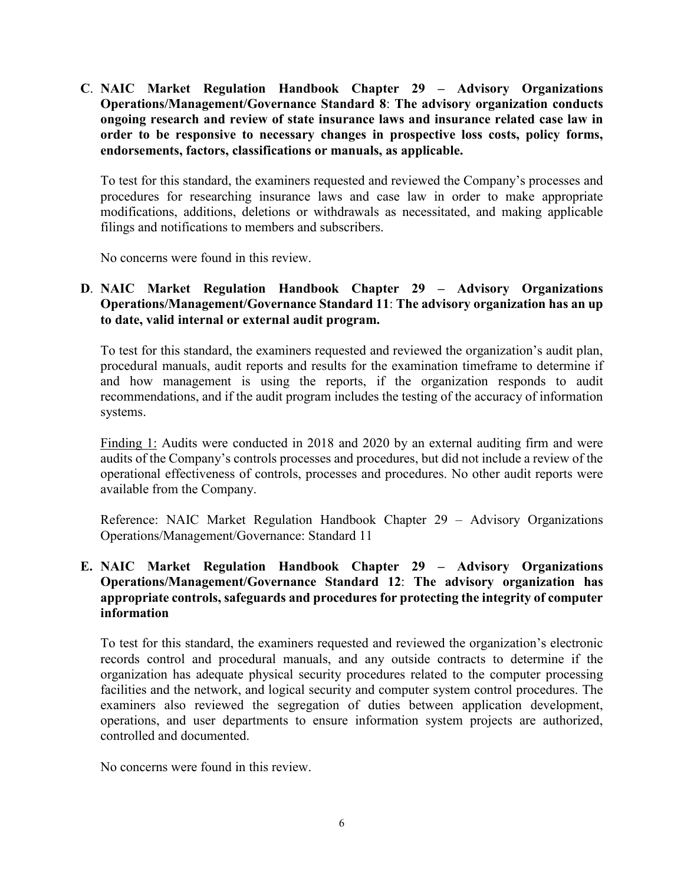**C**. **NAIC Market Regulation Handbook Chapter 29 – Advisory Organizations Operations/Management/Governance Standard 8**: **The advisory organization conducts ongoing research and review of state insurance laws and insurance related case law in order to be responsive to necessary changes in prospective loss costs, policy forms, endorsements, factors, classifications or manuals, as applicable.**

To test for this standard, the examiners requested and reviewed the Company's processes and procedures for researching insurance laws and case law in order to make appropriate modifications, additions, deletions or withdrawals as necessitated, and making applicable filings and notifications to members and subscribers.

No concerns were found in this review.

**D**. **NAIC Market Regulation Handbook Chapter 29 – Advisory Organizations Operations/Management/Governance Standard 11**: **The advisory organization has an up to date, valid internal or external audit program.**

To test for this standard, the examiners requested and reviewed the organization's audit plan, procedural manuals, audit reports and results for the examination timeframe to determine if and how management is using the reports, if the organization responds to audit recommendations, and if the audit program includes the testing of the accuracy of information systems.

Finding 1: Audits were conducted in 2018 and 2020 by an external auditing firm and were audits of the Company's controls processes and procedures, but did not include a review of the operational effectiveness of controls, processes and procedures. No other audit reports were available from the Company.

Reference: NAIC Market Regulation Handbook Chapter 29 – Advisory Organizations Operations/Management/Governance: Standard 11

**E. NAIC Market Regulation Handbook Chapter 29 – Advisory Organizations Operations/Management/Governance Standard 12**: **The advisory organization has appropriate controls, safeguards and procedures for protecting the integrity of computer information**

To test for this standard, the examiners requested and reviewed the organization's electronic records control and procedural manuals, and any outside contracts to determine if the organization has adequate physical security procedures related to the computer processing facilities and the network, and logical security and computer system control procedures. The examiners also reviewed the segregation of duties between application development, operations, and user departments to ensure information system projects are authorized, controlled and documented.

No concerns were found in this review.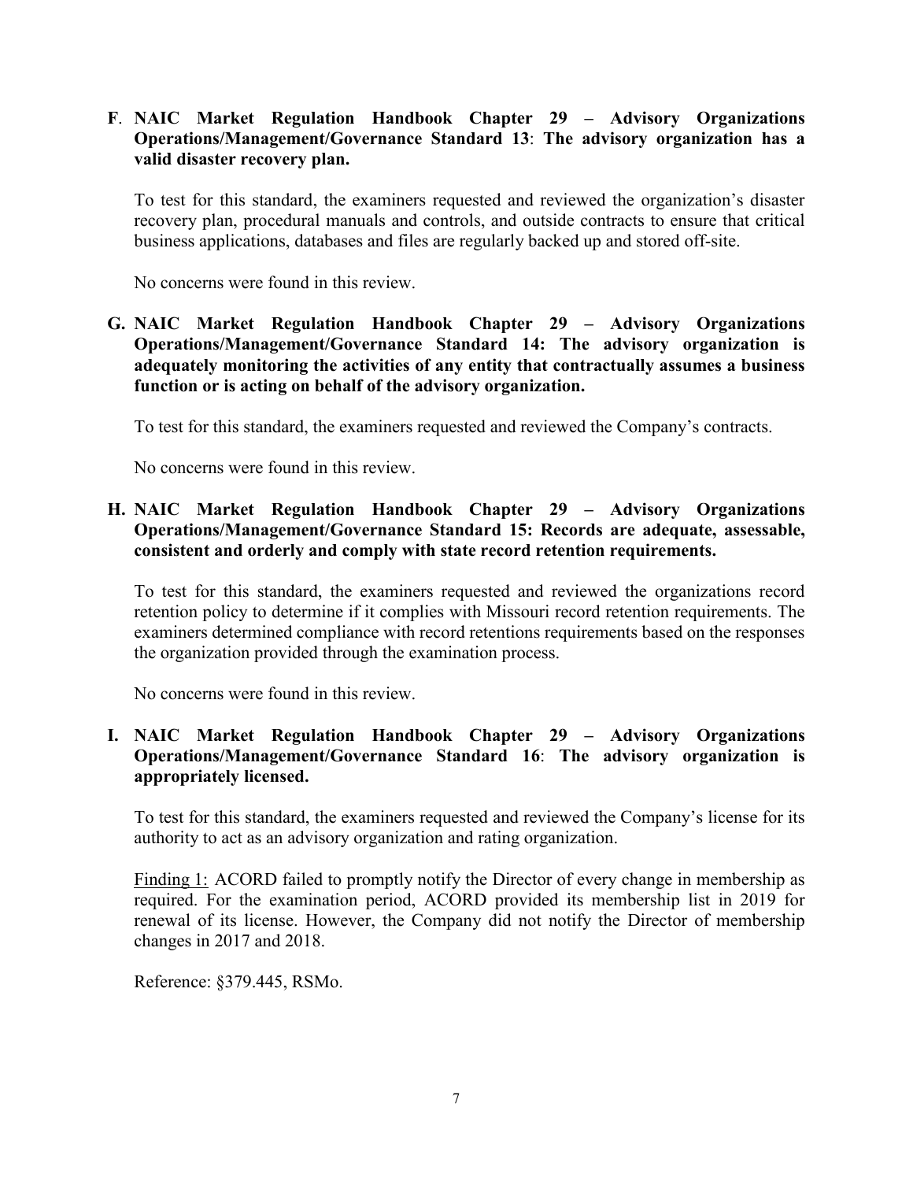**F. NAIC Market Regulation Handbook Chapter 29 – Advisory Organizations Operations/Management/Governance Standard 13: The advisory organization has a valid disaster recovery plan.**

To test for this standard, the examiners requested and reviewed the organization's disaster recovery plan, procedural manuals and controls, and outside contracts to ensure that critical business applications, databases and files are regularly backed up and stored off-site.

No concerns were found in this review.

**G. NAIC Market Regulation Handbook Chapter 29 – Advisory Organizations Operations/Management/Governance Standard 14: The advisory organization is adequately monitoring the activities of any entity that contractually assumes a business function or is acting on behalf of the advisory organization.**

To test for this standard, the examiners requested and reviewed the Company's contracts.

No concerns were found in this review.

**H. NAIC Market Regulation Handbook Chapter 29 – Advisory Organizations Operations/Management/Governance Standard 15: Records are adequate, assessable, consistent and orderly and comply with state record retention requirements.**

To test for this standard, the examiners requested and reviewed the organizations record retention policy to determine if it complies with Missouri record retention requirements. The examiners determined compliance with record retentions requirements based on the responses the organization provided through the examination process.

No concerns were found in this review.

**I. NAIC Market Regulation Handbook Chapter 29 – Advisory Organizations Operations/Management/Governance Standard 16: The advisory organization is appropriately licensed.**

To test for this standard, the examiners requested and reviewed the Company's license for its authority to act as an advisory organization and rating organization.

<u>Finding 1:</u> ACORD failed to promptly notify the Director of every change in membership as required. For the examination period, ACORD provided its membership list in 2019 for renewal of its license. However, the Company did not notify the Director of membership changes in 2017 and 2018.

Reference: §379.445, RSMo.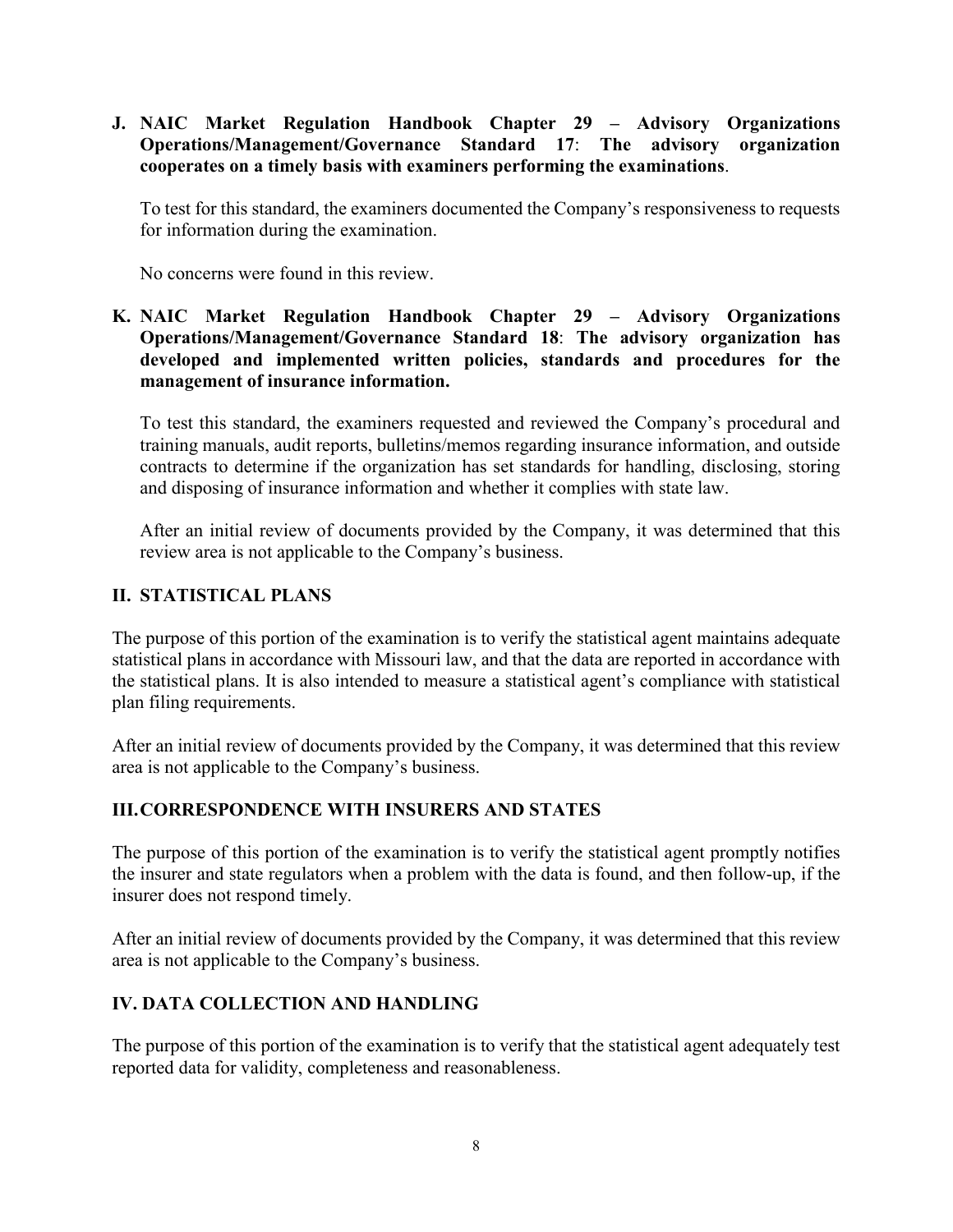**J. NAIC Market Regulation Handbook Chapter 29 – Advisory Organizations Operations/Management/Governance Standard 17**: **The advisory organization cooperates on a timely basis with examiners performing the examinations**.

To test for this standard, the examiners documented the Company's responsiveness to requests for information during the examination.

No concerns were found in this review.

**K. NAIC Market Regulation Handbook Chapter 29 – Advisory Organizations Operations/Management/Governance Standard 18**: **The advisory organization has developed and implemented written policies, standards and procedures for the management of insurance information.**

To test this standard, the examiners requested and reviewed the Company's procedural and training manuals, audit reports, bulletins/memos regarding insurance information, and outside contracts to determine if the organization has set standards for handling, disclosing, storing and disposing of insurance information and whether it complies with state law.

After an initial review of documents provided by the Company, it was determined that this review area is not applicable to the Company's business.

## II. STATISTICAL PLANS

The purpose of this portion of the examination is to verify the statistical agent maintains adequate statistical plans in accordance with Missouri law, and that the data are reported in accordance with the statistical plans. It is also intended to measure a statistical agent's compliance with statistical plan filing requirements.

After an initial review of documents provided by the Company, it was determined that this review area is not applicable to the Company's business.

## III. CORRESPONDENCE WITH INSURERS AND STATES

The purpose of this portion of the examination is to verify the statistical agent promptly notifies the insurer and state regulators when a problem with the data is found, and then follow-up, if the insurer does not respond timely.

After an initial review of documents provided by the Company, it was determined that this review area is not applicable to the Company's business.

## IV. DATA COLLECTION AND HANDLING

The purpose of this portion of the examination is to verify that the statistical agent adequately test reported data for validity, completeness and reasonableness.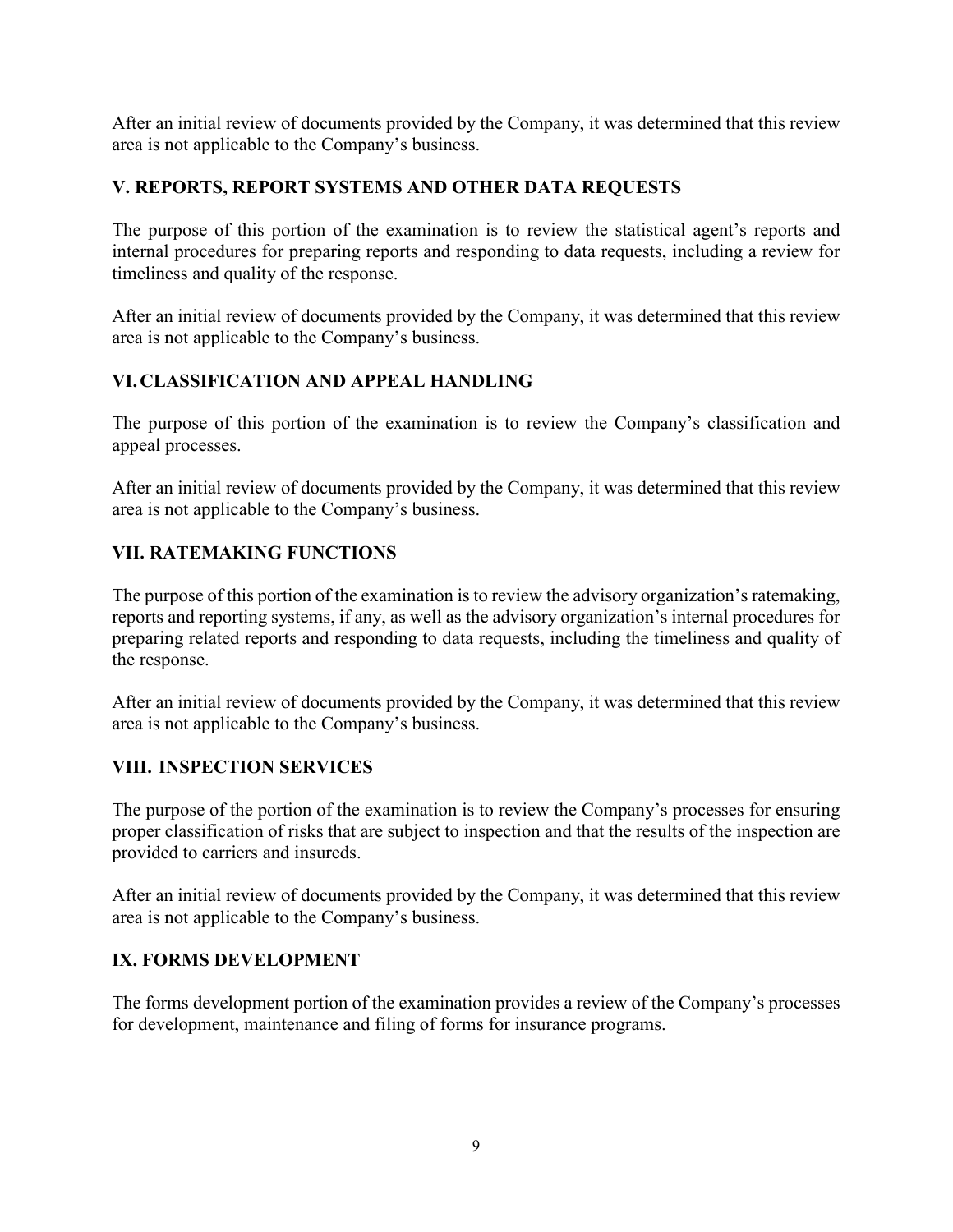After an initial review of documents provided by the Company, it was determined that this review area is not applicable to the Company's business.

## V. REPORTS, REPORT SYSTEMS AND OTHER DATA REQUESTS

The purpose of this portion of the examination is to review the statistical agent's reports and internal procedures for preparing reports and responding to data requests, including a review for timeliness and quality of the response.

After an initial review of documents provided by the Company, it was determined that this review area is not applicable to the Company's business.

## VI. CLASSIFICATION AND APPEAL HANDLING

The purpose of this portion of the examination is to review the Company's classification and appeal processes.

After an initial review of documents provided by the Company, it was determined that this review area is not applicable to the Company's business.

## VII. RATEMAKING FUNCTIONS

The purpose of this portion of the examination is to review the advisory organization's ratemaking, reports and reporting systems, if any, as well as the advisory organization's internal procedures for preparing related reports and responding to data requests, including the timeliness and quality of the response.

After an initial review of documents provided by the Company, it was determined that this review area is not applicable to the Company's business.

## VIII. INSPECTION SERVICES

The purpose of the portion of the examination is to review the Company's processes for ensuring proper classification of risks that are subject to inspection and that the results of the inspection are provided to carriers and insureds.

After an initial review of documents provided by the Company, it was determined that this review area is not applicable to the Company's business.

## IX. FORMS DEVELOPMENT

The forms development portion of the examination provides a review of the Company's processes for development, maintenance and filing of forms for insurance programs.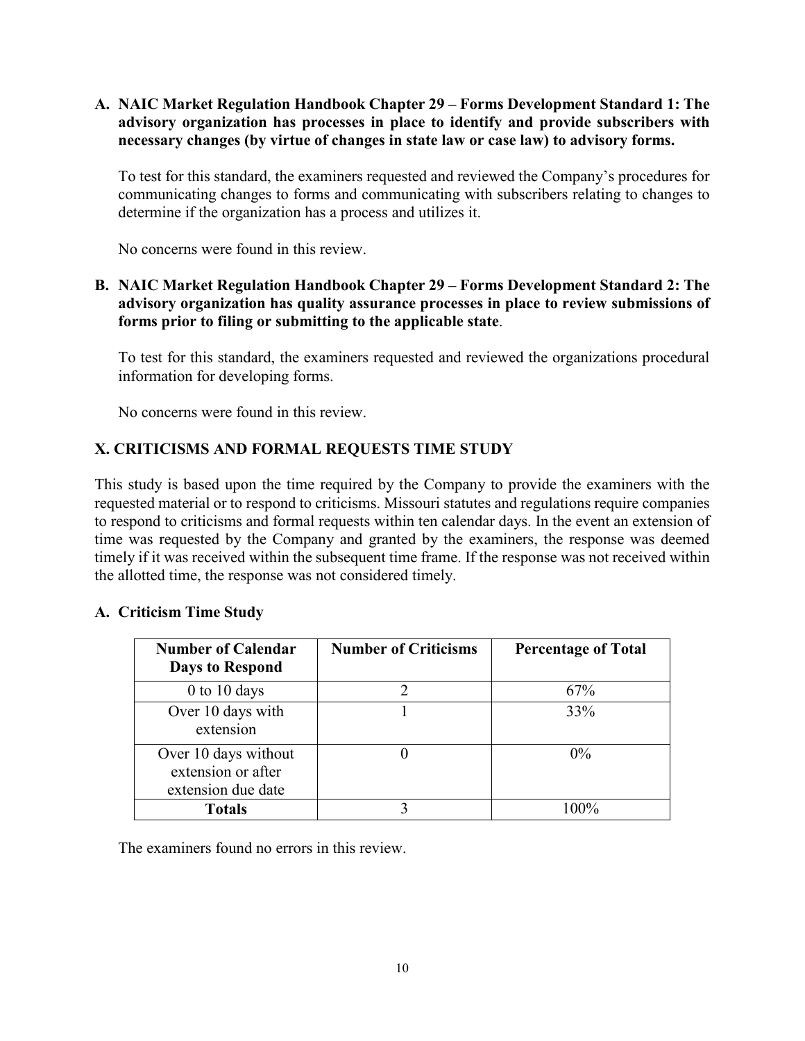### A. NAIC Market Regulation Handbook Chapter 29 – Forms Development Standard 1: The advisory organization has processes in place to identify and provide subscribers with necessary changes (by virtue of changes in state law or case law) to advisory forms.

To test for this standard, the examiners requested and reviewed the Company's procedures for communicating changes to forms and communicating with subscribers relating to changes to determine if the organization has a process and utilizes it.

No concerns were found in this review.

### B. NAIC Market Regulation Handbook Chapter 29 – Forms Development Standard 2: The advisory organization has quality assurance processes in place to review submissions of forms prior to filing or submitting to the applicable state.

To test for this standard, the examiners requested and reviewed the organizations procedural information for developing forms.

No concerns were found in this review.

## X. CRITICISMS AND FORMAL REQUESTS TIME STUDY

This study is based upon the time required by the Company to provide the examiners with the requested material or to respond to criticisms. Missouri statutes and regulations require companies to respond to criticisms and formal requests within ten calendar days. In the event an extension of time was requested by the Company and granted by the examiners, the response was deemed timely if it was received within the subsequent time frame. If the response was not received within the allotted time, the response was not considered timely.

### A. Criticism Time Study

| Number of Calendar Days to Respond | Number of Criticisms | Percentage of Total |
|---|---|---|
| 0 to 10 days | 2 | 67% |
| Over 10 days with extension | 1 | 33% |
| Over 10 days without extension or after extension due date | 0 | 0% |
| **Totals** | 3 | 100% |

The examiners found no errors in this review.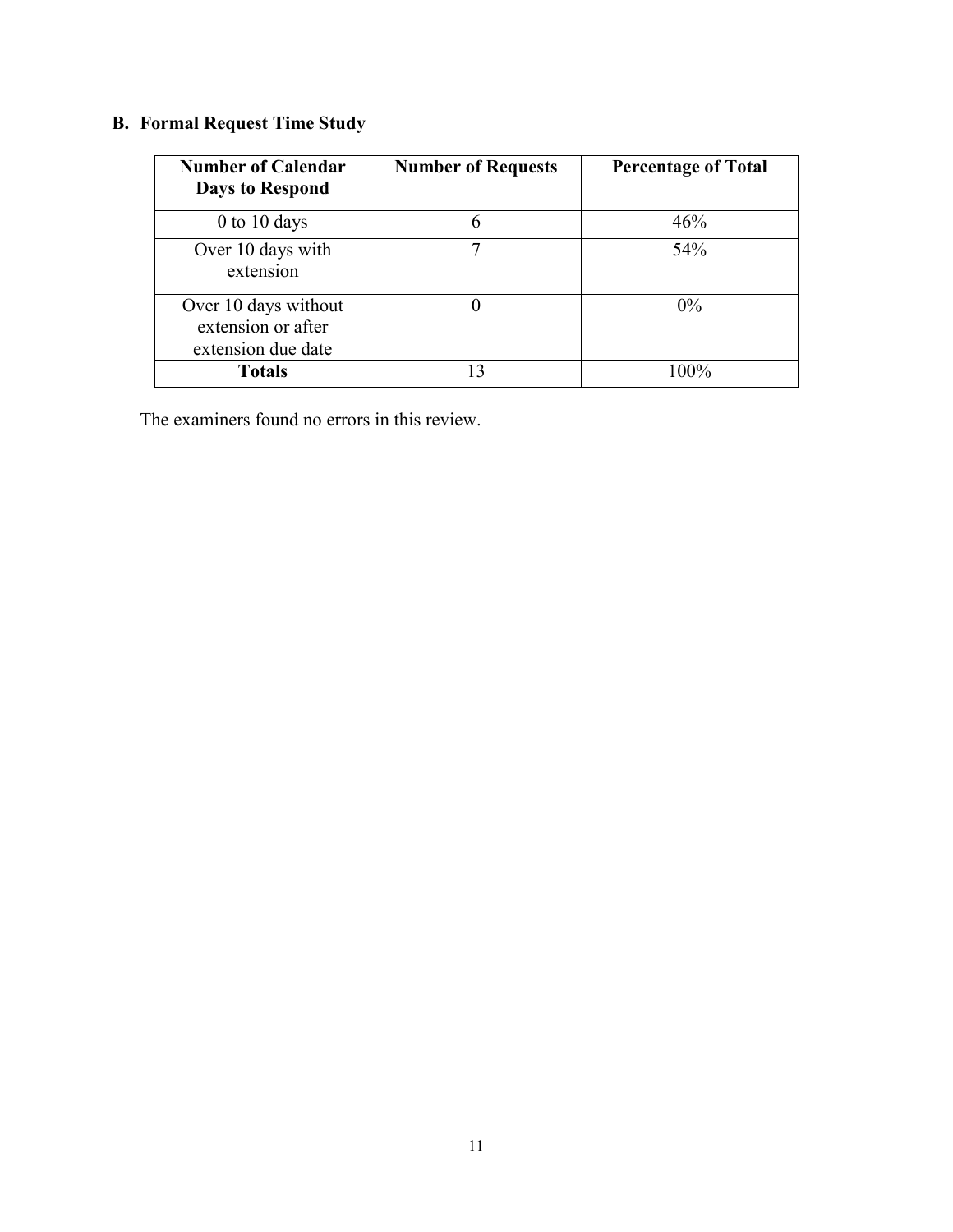## B. Formal Request Time Study

| Number of Calendar Days to Respond | Number of Requests | Percentage of Total |
|---|---|---|
| 0 to 10 days | 6 | 46% |
| Over 10 days with extension | 7 | 54% |
| Over 10 days without extension or after extension due date | 0 | 0% |
| **Totals** | 13 | 100% |

The examiners found no errors in this review.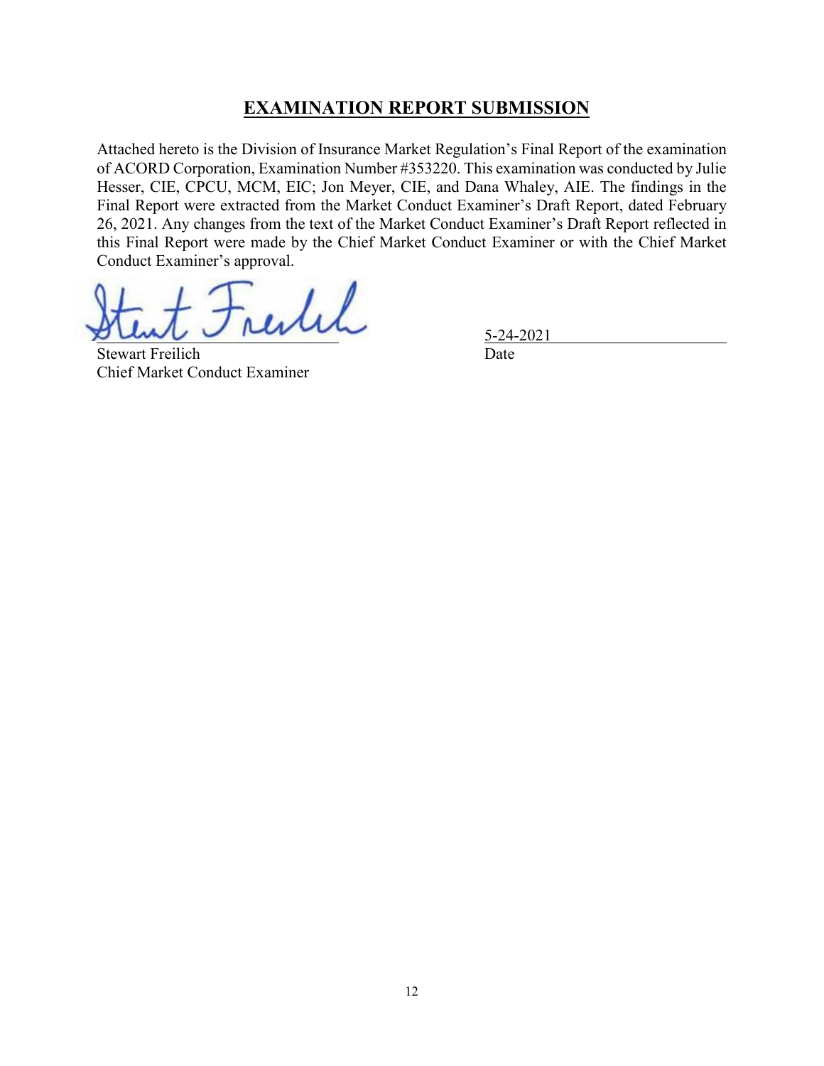## EXAMINATION REPORT SUBMISSION

Attached hereto is the Division of Insurance Market Regulation's Final Report of the examination of ACORD Corporation, Examination Number #353220. This examination was conducted by Julie Hesser, CIE, CPCU, MCM, EIC; Jon Meyer, CIE, and Dana Whaley, AIE. The findings in the Final Report were extracted from the Market Conduct Examiner's Draft Report, dated February 26, 2021. Any changes from the text of the Market Conduct Examiner's Draft Report reflected in this Final Report were made by the Chief Market Conduct Examiner or with the Chief Market Conduct Examiner's approval.

Stewart Freilich
Chief Market Conduct Examiner

5-24-2021
Date